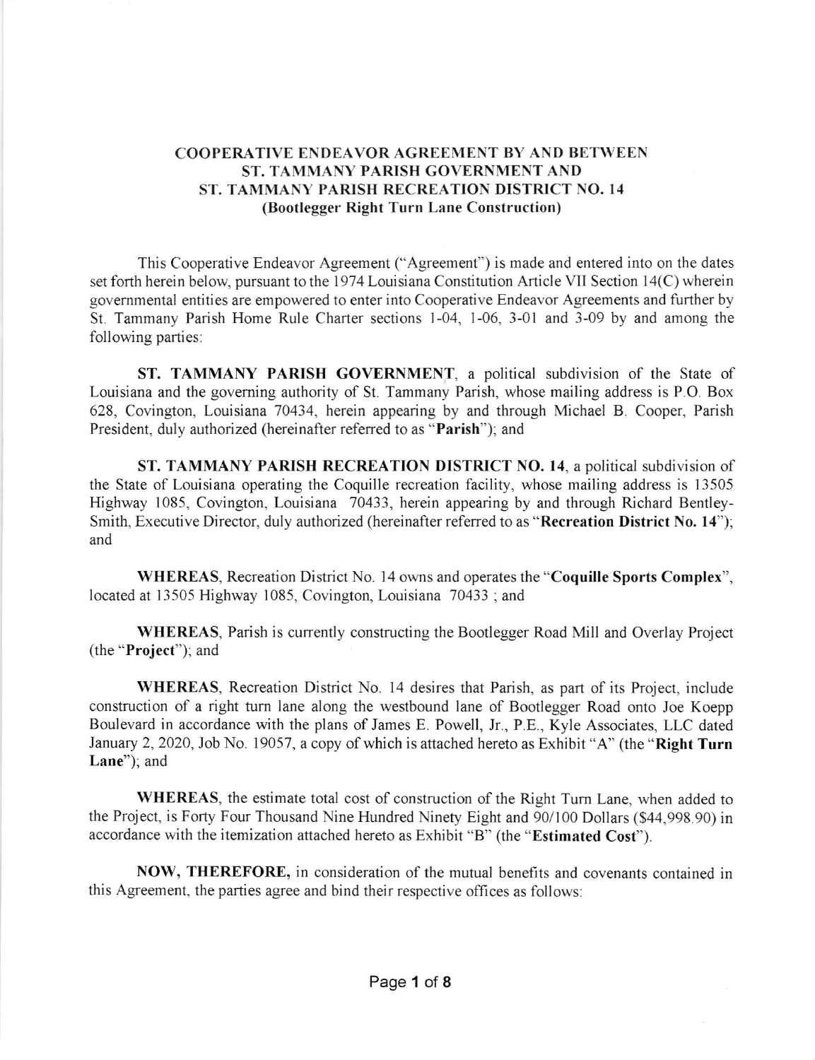# COOPERATIVE ENDEAVOR AGREEMENT BY AND BETWEEN ST. TAMMANY PARISH GOVERNMENT AND ST. TAMMANY PARISH RECREATION DISTRICT NO. 14 (Bootlegger Right Turn Lane Construction)

This Cooperative Endeavor Agreement ("Agreement") is made and entered into on the dates set forth herein below, pursuant to the 1974 Louisiana Constitution Article VII Section 14(C) wherein governmental entities are empowered to enter into Cooperative Endeavor Agreements and further by St. Tammany Parish Home Rule Charter sections 1-04, 1-06, 3-01 and 3-09 by and among the following parties:

**ST. TAMMANY PARISH GOVERNMENT**, a political subdivision of the State of Louisiana and the governing authority of St. Tammany Parish, whose mailing address is P.O. Box 628, Covington, Louisiana 70434, herein appearing by and through Michael B. Cooper, Parish President, duly authorized (hereinafter referred to as "**Parish**"); and

**ST. TAMMANY PARISH RECREATION DISTRICT NO. 14**, a political subdivision of the State of Louisiana operating the Coquille recreation facility, whose mailing address is 13505 Highway 1085, Covington, Louisiana 70433, herein appearing by and through Richard Bentley-Smith, Executive Director, duly authorized (hereinafter referred to as "**Recreation District No. 14**"); and

**WHEREAS**, Recreation District No. 14 owns and operates the "**Coquille Sports Complex**", located at 13505 Highway 1085, Covington, Louisiana 70433 ; and

**WHEREAS**, Parish is currently constructing the Bootlegger Road Mill and Overlay Project (the "**Project**"); and

**WHEREAS**, Recreation District No. 14 desires that Parish, as part of its Project, include construction of a right turn lane along the westbound lane of Bootlegger Road onto Joe Koepp Boulevard in accordance with the plans of James E. Powell, Jr., P.E., Kyle Associates, LLC dated January 2, 2020, Job No. 19057, a copy of which is attached hereto as Exhibit "A" (the "**Right Turn Lane**"); and

**WHEREAS**, the estimate total cost of construction of the Right Turn Lane, when added to the Project, is Forty Four Thousand Nine Hundred Ninety Eight and 90/100 Dollars ($44,998.90) in accordance with the itemization attached hereto as Exhibit "B" (the "**Estimated Cost**").

**NOW, THEREFORE,** in consideration of the mutual benefits and covenants contained in this Agreement, the parties agree and bind their respective offices as follows: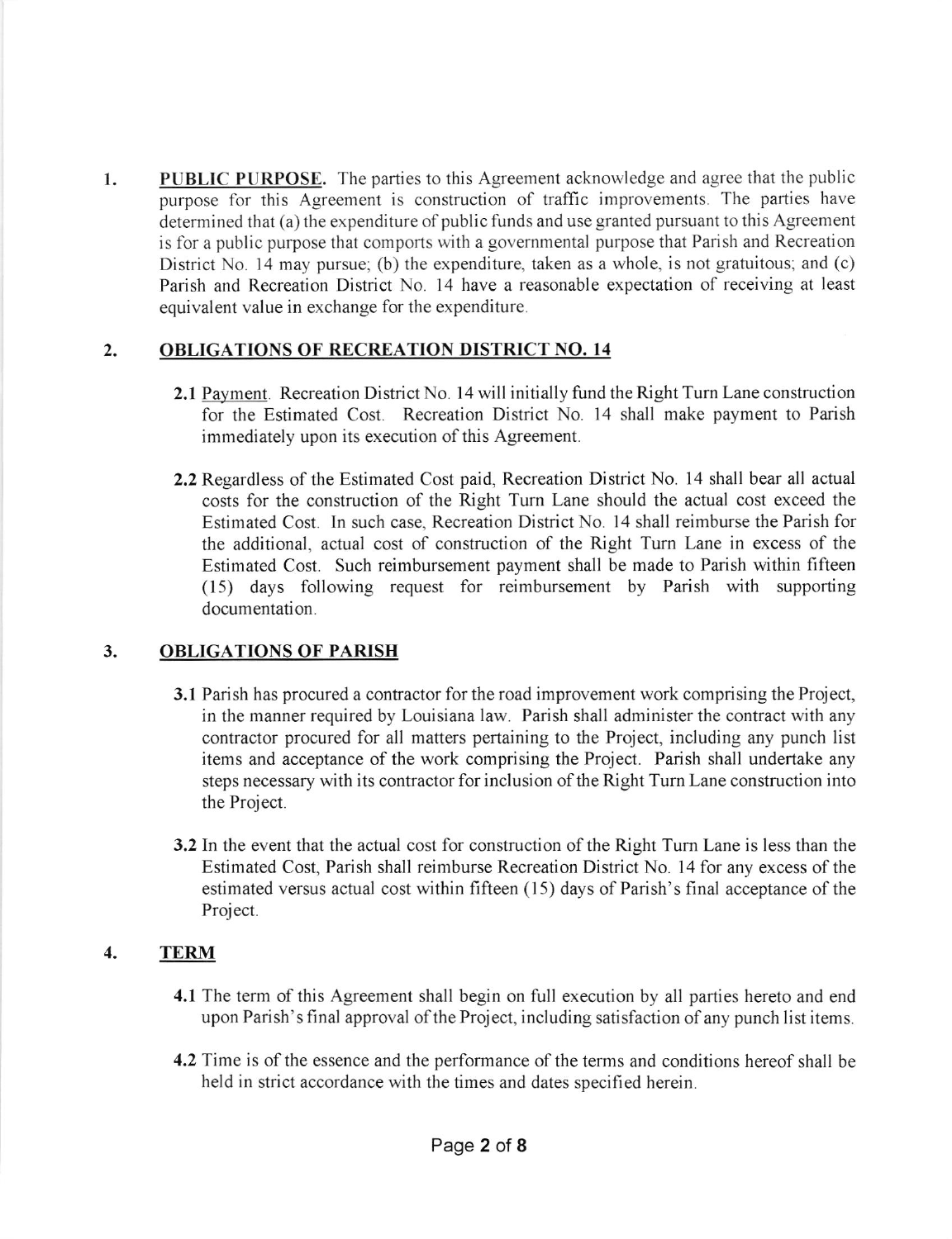1. **PUBLIC PURPOSE.** The parties to this Agreement acknowledge and agree that the public purpose for this Agreement is construction of traffic improvements. The parties have determined that (a) the expenditure of public funds and use granted pursuant to this Agreement is for a public purpose that comports with a governmental purpose that Parish and Recreation District No. 14 may pursue; (b) the expenditure, taken as a whole, is not gratuitous; and (c) Parish and Recreation District No. 14 have a reasonable expectation of receiving at least equivalent value in exchange for the expenditure.

2. **OBLIGATIONS OF RECREATION DISTRICT NO. 14**

   **2.1** Payment. Recreation District No. 14 will initially fund the Right Turn Lane construction for the Estimated Cost. Recreation District No. 14 shall make payment to Parish immediately upon its execution of this Agreement.

   **2.2** Regardless of the Estimated Cost paid, Recreation District No. 14 shall bear all actual costs for the construction of the Right Turn Lane should the actual cost exceed the Estimated Cost. In such case, Recreation District No. 14 shall reimburse the Parish for the additional, actual cost of construction of the Right Turn Lane in excess of the Estimated Cost. Such reimbursement payment shall be made to Parish within fifteen (15) days following request for reimbursement by Parish with supporting documentation.

3. **OBLIGATIONS OF PARISH**

   **3.1** Parish has procured a contractor for the road improvement work comprising the Project, in the manner required by Louisiana law. Parish shall administer the contract with any contractor procured for all matters pertaining to the Project, including any punch list items and acceptance of the work comprising the Project. Parish shall undertake any steps necessary with its contractor for inclusion of the Right Turn Lane construction into the Project.

   **3.2** In the event that the actual cost for construction of the Right Turn Lane is less than the Estimated Cost, Parish shall reimburse Recreation District No. 14 for any excess of the estimated versus actual cost within fifteen (15) days of Parish's final acceptance of the Project.

4. **TERM**

   **4.1** The term of this Agreement shall begin on full execution by all parties hereto and end upon Parish's final approval of the Project, including satisfaction of any punch list items.

   **4.2** Time is of the essence and the performance of the terms and conditions hereof shall be held in strict accordance with the times and dates specified herein.